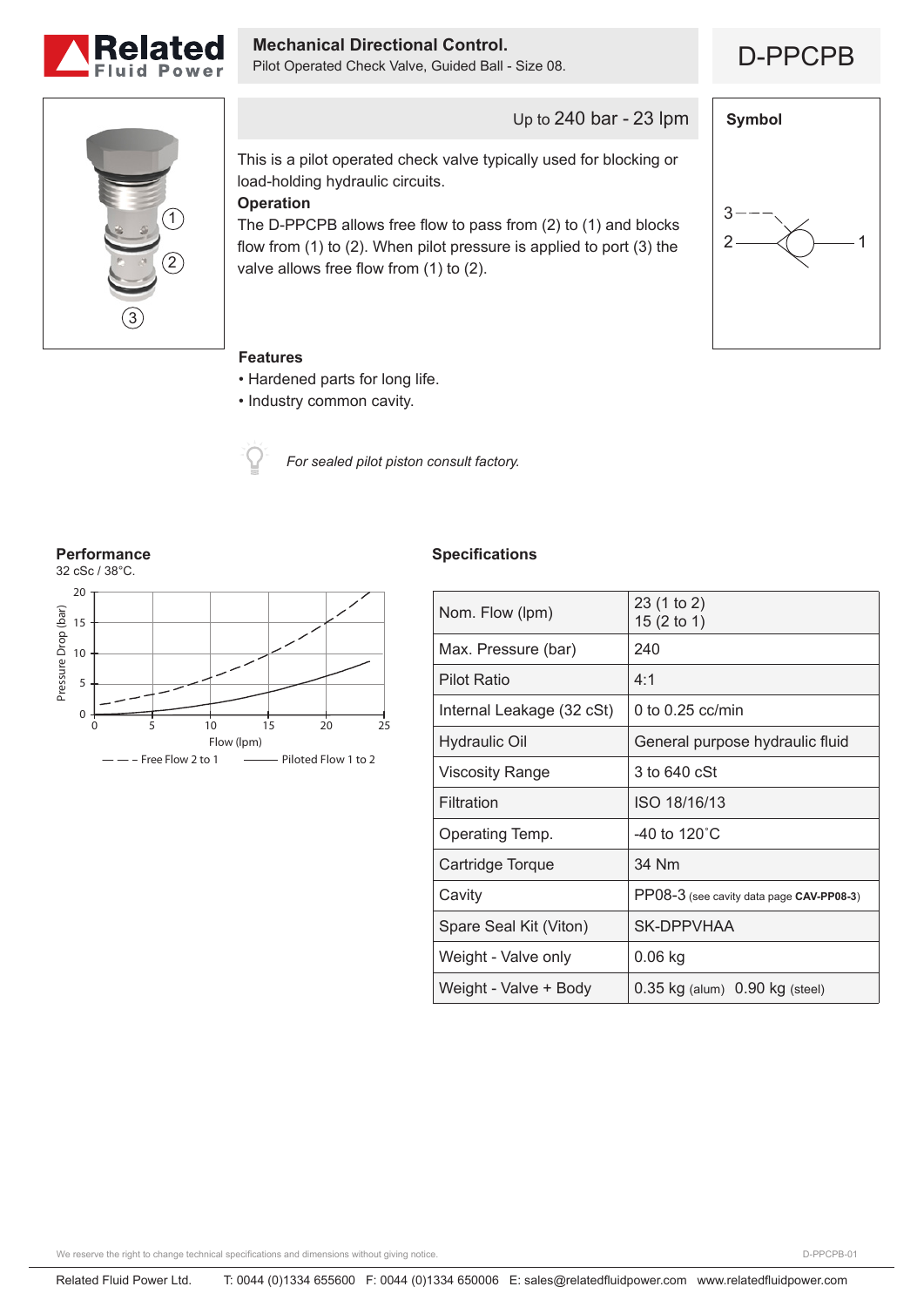# Mechanical Directional Control.

Pilot Operated Check Valve, Guided Ball - Size 08.

## D-PPCPB

Up to 240 bar - 23 lpm

This is a pilot operated check valve typically used for blocking or load-holding hydraulic circuits.

**Operation**

The D-PPCPB allows free flow to pass from (2) to (1) and blocks flow from (1) to (2). When pilot pressure is applied to port (3) the valve allows free flow from (1) to (2).

**Symbol**

**Features**

- Hardened parts for long life.
- Industry common cavity.

*For sealed pilot piston consult factory.*

### Performance

32 cSc / 38°C.

### Specifications

| | |
|---|---|
| Nom. Flow (lpm) | 23 (1 to 2)<br>15 (2 to 1) |
| Max. Pressure (bar) | 240 |
| Pilot Ratio | 4:1 |
| Internal Leakage (32 cSt) | 0 to 0.25 cc/min |
| Hydraulic Oil | General purpose hydraulic fluid |
| Viscosity Range | 3 to 640 cSt |
| Filtration | ISO 18/16/13 |
| Operating Temp. | -40 to 120˚C |
| Cartridge Torque | 34 Nm |
| Cavity | PP08-3 (see cavity data page **CAV-PP08-3**) |
| Spare Seal Kit (Viton) | SK-DPPVHAA |
| Weight - Valve only | 0.06 kg |
| Weight - Valve + Body | 0.35 kg (alum) 0.90 kg (steel) |

We reserve the right to change technical specifications and dimensions without giving notice.

Related Fluid Power Ltd. T: 0044 (0)1334 655600 F: 0044 (0)1334 650006 E: sales@relatedfluidpower.com www.relatedfluidpower.com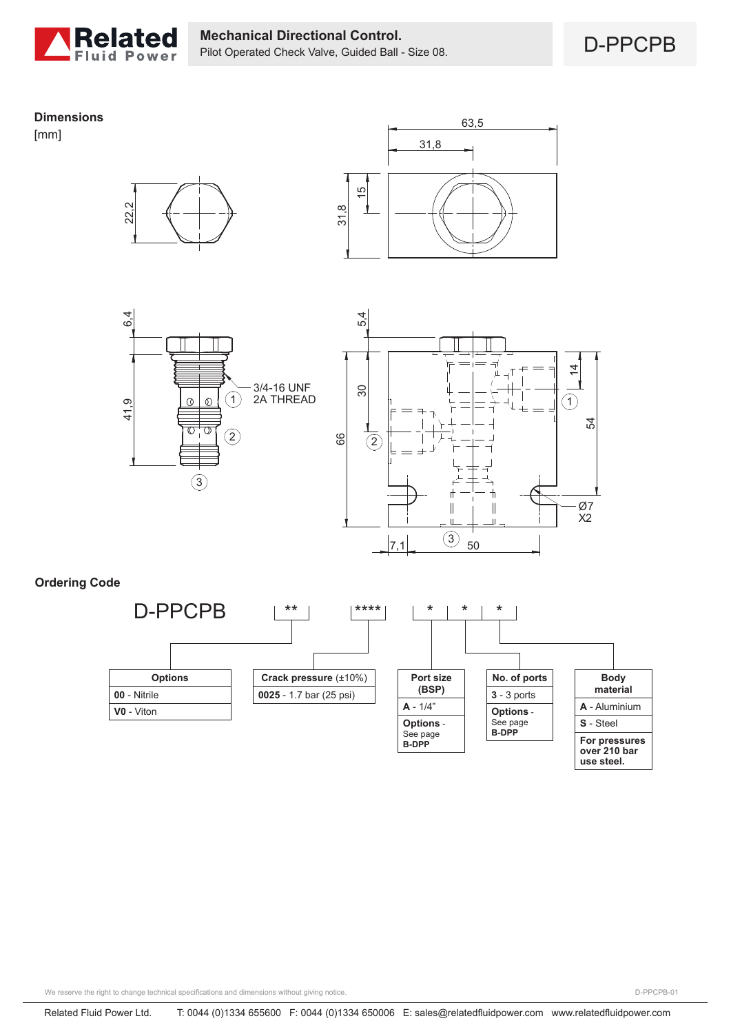## Dimensions

[mm]

63,5
31,8
22,2
31,8
15
6,4
41,9
3/4-16 UNF
2A THREAD
1
2
3
5,4
30
66
14
54
1
2
Ø7
X2
7,1
3
50

## Ordering Code

D-PPCPB ** **** * * *

| Options |
|---|
| **00** - Nitrile |
| **V0** - Viton |

| Crack pressure (±10%) |
|---|
| **0025** - 1.7 bar (25 psi) |

| Port size (BSP) |
|---|
| **A** - 1/4" |
| **Options** - See page **B-DPP** |

| No. of ports |
|---|
| **3** - 3 ports |
| **Options** - See page **B-DPP** |

| Body material |
|---|
| **A** - Aluminium |
| **S** - Steel |
| **For pressures over 210 bar use steel.** |

We reserve the right to change technical specifications and dimensions without giving notice.

Related Fluid Power Ltd. T: 0044 (0)1334 655600 F: 0044 (0)1334 650006 E: sales@relatedfluidpower.com www.relatedfluidpower.com